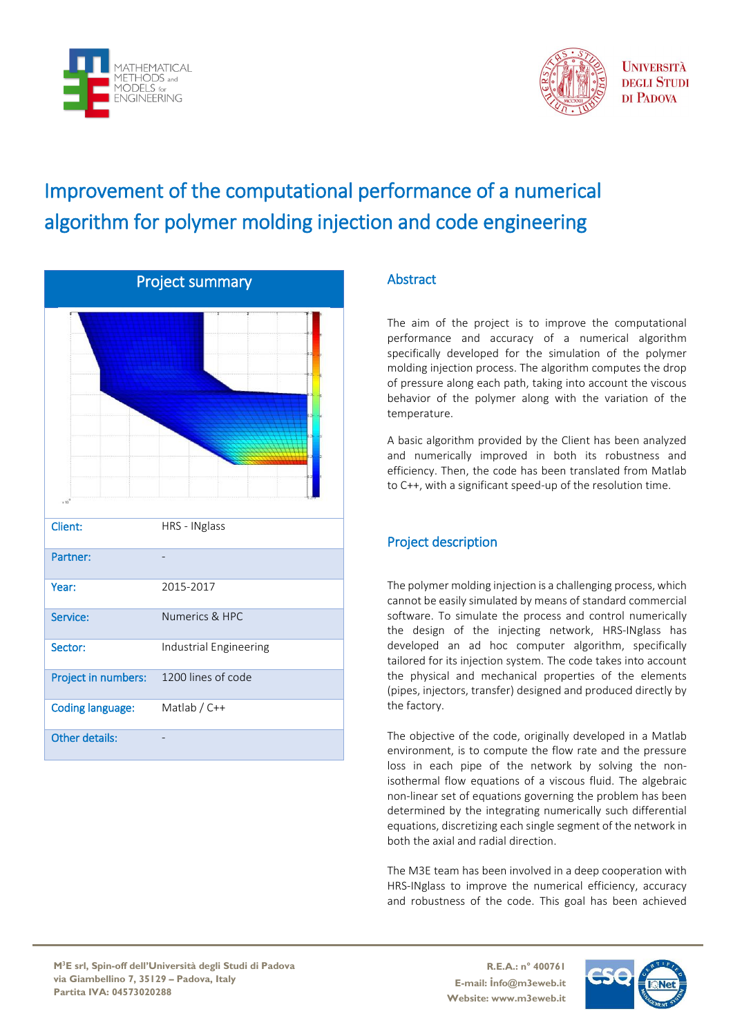# Improvement of the computational performance of a numerical algorithm for polymer molding injection and code engineering

## Project summary

| | |
|---|---|
| Client: | HRS - INglass |
| Partner: | - |
| Year: | 2015-2017 |
| Service: | Numerics & HPC |
| Sector: | Industrial Engineering |
| Project in numbers: | 1200 lines of code |
| Coding language: | Matlab / C++ |
| Other details: | - |

## Abstract

The aim of the project is to improve the computational performance and accuracy of a numerical algorithm specifically developed for the simulation of the polymer molding injection process. The algorithm computes the drop of pressure along each path, taking into account the viscous behavior of the polymer along with the variation of the temperature.

A basic algorithm provided by the Client has been analyzed and numerically improved in both its robustness and efficiency. Then, the code has been translated from Matlab to C++, with a significant speed-up of the resolution time.

## Project description

The polymer molding injection is a challenging process, which cannot be easily simulated by means of standard commercial software. To simulate the process and control numerically the design of the injecting network, HRS-INglass has developed an ad hoc computer algorithm, specifically tailored for its injection system. The code takes into account the physical and mechanical properties of the elements (pipes, injectors, transfer) designed and produced directly by the factory.

The objective of the code, originally developed in a Matlab environment, is to compute the flow rate and the pressure loss in each pipe of the network by solving the non-isothermal flow equations of a viscous fluid. The algebraic non-linear set of equations governing the problem has been determined by the integrating numerically such differential equations, discretizing each single segment of the network in both the axial and radial direction.

The M3E team has been involved in a deep cooperation with HRS-INglass to improve the numerical efficiency, accuracy and robustness of the code. This goal has been achieved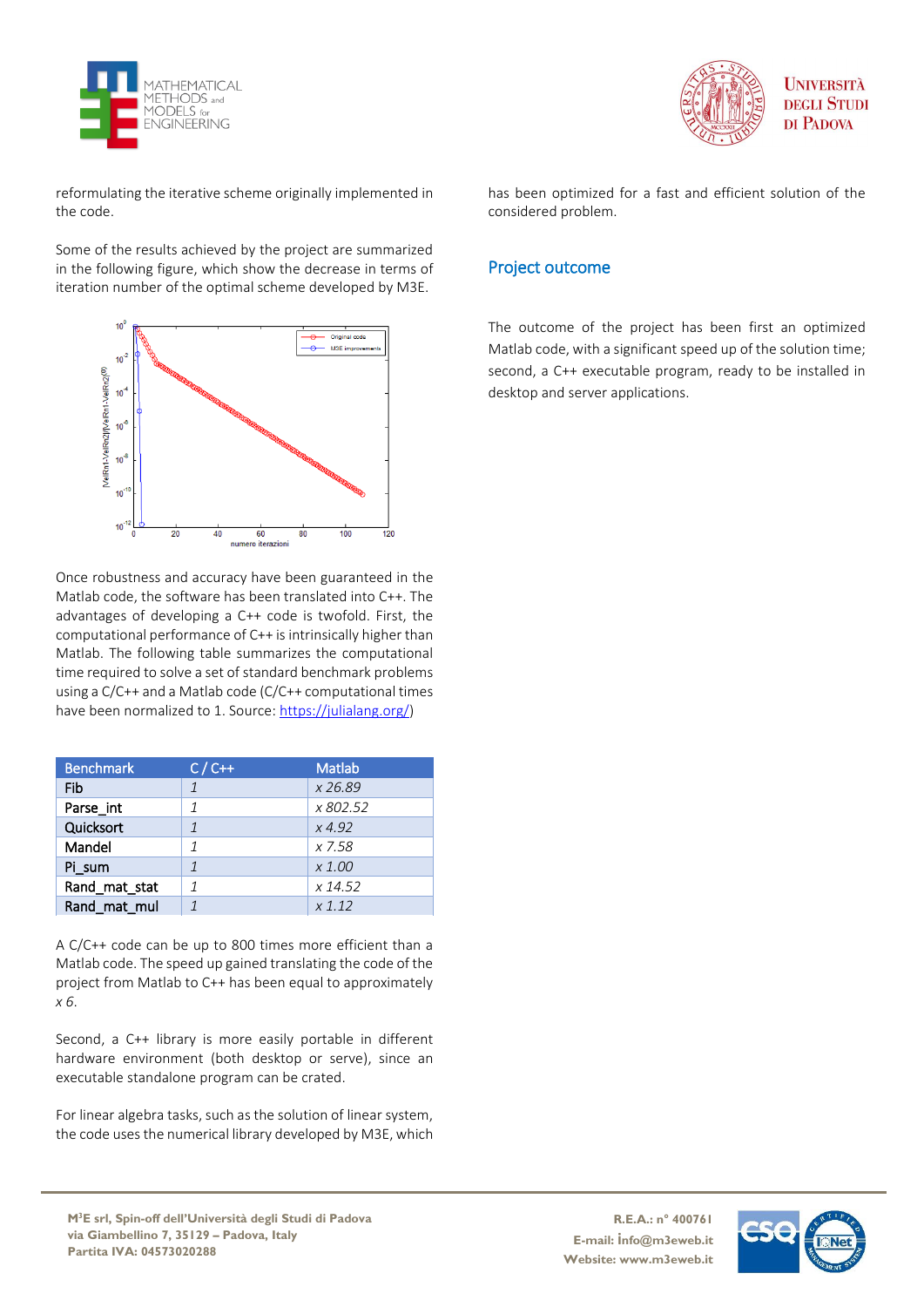reformulating the iterative scheme originally implemented in the code.

Some of the results achieved by the project are summarized in the following figure, which show the decrease in terms of iteration number of the optimal scheme developed by M3E.

$10^{0}$
$10^{-2}$
$10^{-4}$
$10^{-6}$
$10^{-8}$
$10^{-10}$
$10^{-12}$
0
20
40
60
80
100
120
numero iterazioni
|VelRn1-VelRn2|/|VelRn1-VelRn2|(0)
Original code
M3E improvements

Once robustness and accuracy have been guaranteed in the Matlab code, the software has been translated into C++. The advantages of developing a C++ code is twofold. First, the computational performance of C++ is intrinsically higher than Matlab. The following table summarizes the computational time required to solve a set of standard benchmark problems using a C/C++ and a Matlab code (C/C++ computational times have been normalized to 1. Source: https://julialang.org/)

| Benchmark | C / C++ | Matlab |
|---|---|---|
| Fib | *1* | *x 26.89* |
| Parse_int | *1* | *x 802.52* |
| Quicksort | *1* | *x 4.92* |
| Mandel | *1* | *x 7.58* |
| Pi_sum | *1* | *x 1.00* |
| Rand_mat_stat | *1* | *x 14.52* |
| Rand_mat_mul | *1* | *x 1.12* |

A C/C++ code can be up to 800 times more efficient than a Matlab code. The speed up gained translating the code of the project from Matlab to C++ has been equal to approximately *x 6*.

Second, a C++ library is more easily portable in different hardware environment (both desktop or serve), since an executable standalone program can be crated.

For linear algebra tasks, such as the solution of linear system, the code uses the numerical library developed by M3E, which has been optimized for a fast and efficient solution of the considered problem.

## Project outcome

The outcome of the project has been first an optimized Matlab code, with a significant speed up of the solution time; second, a C++ executable program, ready to be installed in desktop and server applications.